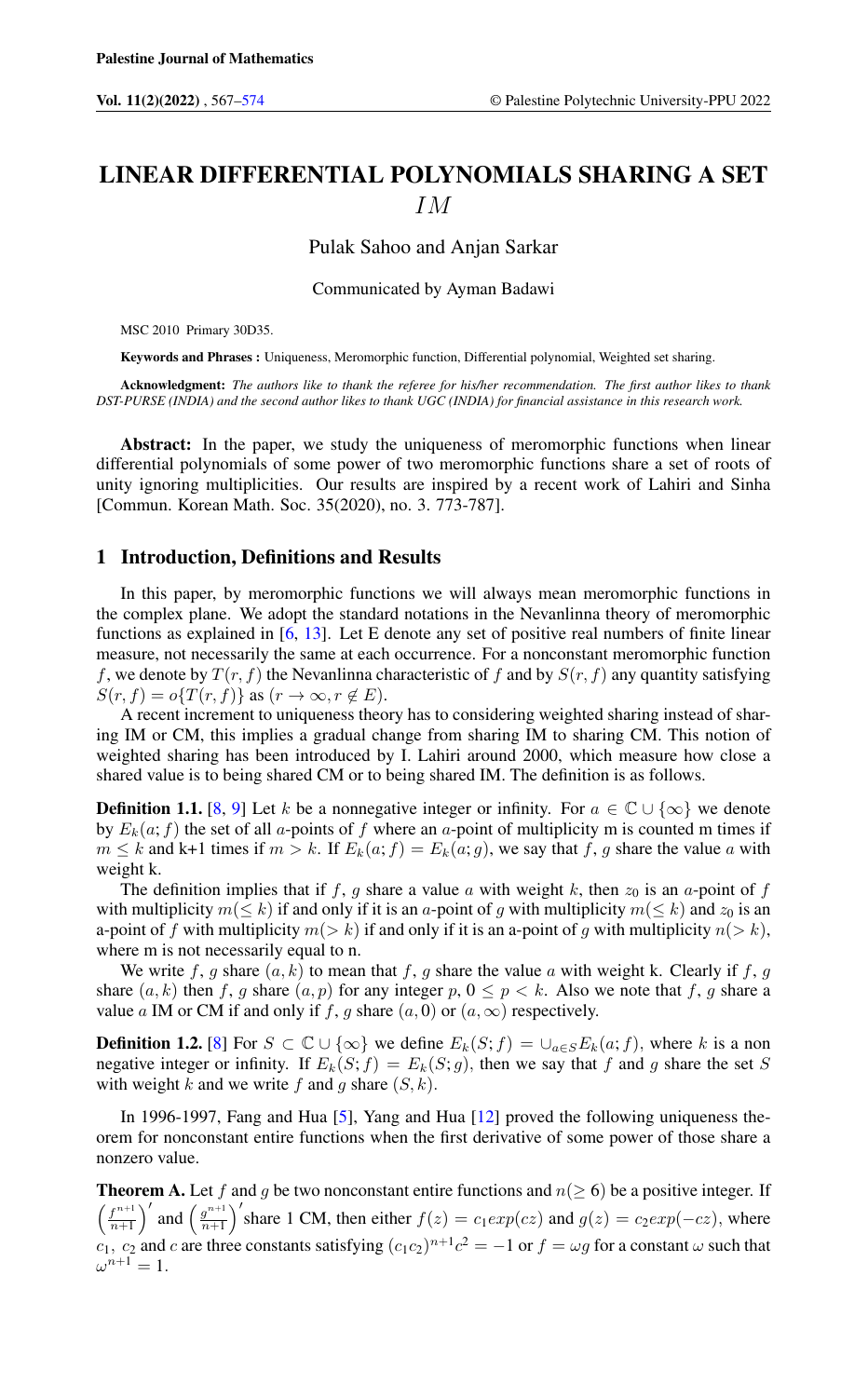# LINEAR DIFFERENTIAL POLYNOMIALS SHARING A SET $IM$

Pulak Sahoo and Anjan Sarkar

Communicated by Ayman Badawi

MSC 2010 Primary 30D35.

**Keywords and Phrases :** Uniqueness, Meromorphic function, Differential polynomial, Weighted set sharing.

**Acknowledgment:** *The authors like to thank the referee for his/her recommendation. The first author likes to thank DST-PURSE (INDIA) and the second author likes to thank UGC (INDIA) for financial assistance in this research work.*

**Abstract:** In the paper, we study the uniqueness of meromorphic functions when linear differential polynomials of some power of two meromorphic functions share a set of roots of unity ignoring multiplicities. Our results are inspired by a recent work of Lahiri and Sinha [Commun. Korean Math. Soc. 35(2020), no. 3. 773-787].

## 1 Introduction, Definitions and Results

In this paper, by meromorphic functions we will always mean meromorphic functions in the complex plane. We adopt the standard notations in the Nevanlinna theory of meromorphic functions as explained in [6, 13]. Let E denote any set of positive real numbers of finite linear measure, not necessarily the same at each occurrence. For a nonconstant meromorphic function $f$, we denote by $T(r,f)$ the Nevanlinna characteristic of $f$ and by $S(r,f)$ any quantity satisfying $S(r,f) = o\{T(r,f)\}$ as $(r \to \infty, r \notin E)$.

A recent increment to uniqueness theory has to considering weighted sharing instead of sharing IM or CM, this implies a gradual change from sharing IM to sharing CM. This notion of weighted sharing has been introduced by I. Lahiri around 2000, which measure how close a shared value is to being shared CM or to being shared IM. The definition is as follows.

**Definition 1.1.** [8, 9] Let $k$ be a nonnegative integer or infinity. For $a \in \mathbb{C} \cup \{\infty\}$ we denote by $E_k(a;f)$ the set of all $a$-points of $f$ where an $a$-point of multiplicity m is counted m times if $m \leq k$ and k+1 times if $m > k$. If $E_k(a;f) = E_k(a;g)$, we say that $f$, $g$ share the value $a$ with weight k.

The definition implies that if $f$, $g$ share a value $a$ with weight $k$, then $z_0$ is an $a$-point of $f$ with multiplicity $m(\leq k)$ if and only if it is an $a$-point of $g$ with multiplicity $m(\leq k)$ and $z_0$ is an a-point of $f$ with multiplicity $m(> k)$ if and only if it is an a-point of $g$ with multiplicity $n(> k)$, where m is not necessarily equal to n.

We write $f$, $g$ share $(a,k)$ to mean that $f$, $g$ share the value $a$ with weight k. Clearly if $f$, $g$ share $(a,k)$ then $f$, $g$ share $(a,p)$ for any integer $p$, $0 \leq p < k$. Also we note that $f$, $g$ share a value $a$ IM or CM if and only if $f$, $g$ share $(a,0)$ or $(a,\infty)$ respectively.

**Definition 1.2.** [8] For $S \subset \mathbb{C} \cup \{\infty\}$ we define $E_k(S;f) = \cup_{a \in S} E_k(a;f)$, where $k$ is a non negative integer or infinity. If $E_k(S;f) = E_k(S;g)$, then we say that $f$ and $g$ share the set $S$ with weight $k$ and we write $f$ and $g$ share $(S,k)$.

In 1996-1997, Fang and Hua [5], Yang and Hua [12] proved the following uniqueness theorem for nonconstant entire functions when the first derivative of some power of those share a nonzero value.

**Theorem A.** Let $f$ and $g$ be two nonconstant entire functions and $n(\geq 6)$ be a positive integer. If $\left(\frac{f^{n+1}}{n+1}\right)'$ and $\left(\frac{g^{n+1}}{n+1}\right)'$ share 1 CM, then either $f(z) = c_1 exp(cz)$ and $g(z) = c_2 exp(-cz)$, where $c_1$, $c_2$ and $c$ are three constants satisfying $(c_1c_2)^{n+1}c^2 = -1$ or $f = \omega g$ for a constant $\omega$ such that $\omega^{n+1} = 1$.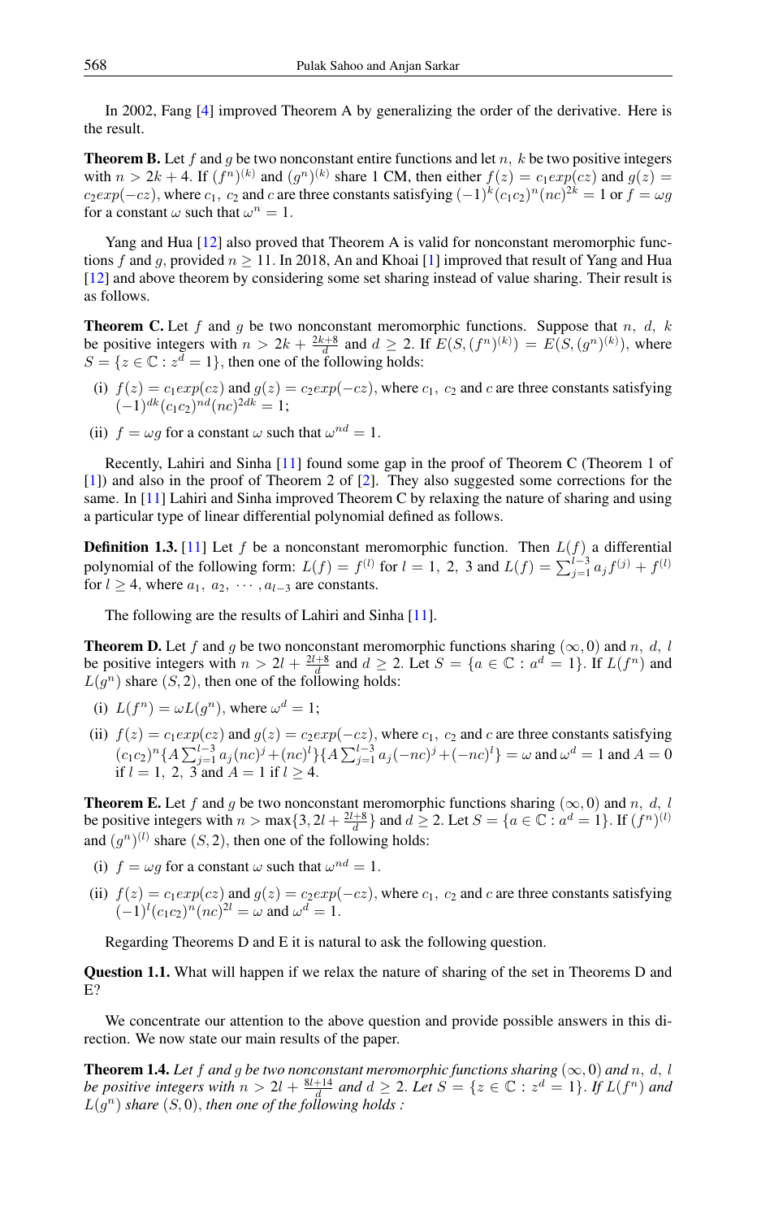In 2002, Fang [4] improved Theorem A by generalizing the order of the derivative. Here is the result.

**Theorem B.** Let $f$ and $g$ be two nonconstant entire functions and let $n,\ k$ be two positive integers with $n > 2k + 4$. If $(f^n)^{(k)}$ and $(g^n)^{(k)}$ share 1 CM, then either $f(z) = c_1 exp(cz)$ and $g(z) = c_2 exp(-cz)$, where $c_1,\ c_2$ and $c$ are three constants satisfying $(-1)^k(c_1c_2)^n(nc)^{2k} = 1$ or $f = \omega g$ for a constant $\omega$ such that $\omega^n = 1$.

Yang and Hua [12] also proved that Theorem A is valid for nonconstant meromorphic functions $f$ and $g$, provided $n \geq 11$. In 2018, An and Khoai [1] improved that result of Yang and Hua [12] and above theorem by considering some set sharing instead of value sharing. Their result is as follows.

**Theorem C.** Let $f$ and $g$ be two nonconstant meromorphic functions. Suppose that $n,\ d,\ k$ be positive integers with $n > 2k + \frac{2k+8}{d}$ and $d \geq 2$. If $E(S, (f^n)^{(k)}) = E(S, (g^n)^{(k)})$, where $S = \{z \in \mathbb{C} : z^d = 1\}$, then one of the following holds:

- (i) $f(z) = c_1 exp(cz)$ and $g(z) = c_2 exp(-cz)$, where $c_1,\ c_2$ and $c$ are three constants satisfying $(-1)^{dk}(c_1c_2)^{nd}(nc)^{2dk} = 1$;
- (ii) $f = \omega g$ for a constant $\omega$ such that $\omega^{nd} = 1$.

Recently, Lahiri and Sinha [11] found some gap in the proof of Theorem C (Theorem 1 of [1]) and also in the proof of Theorem 2 of [2]. They also suggested some corrections for the same. In [11] Lahiri and Sinha improved Theorem C by relaxing the nature of sharing and using a particular type of linear differential polynomial defined as follows.

**Definition 1.3.** [11] Let $f$ be a nonconstant meromorphic function. Then $L(f)$ a differential polynomial of the following form: $L(f) = f^{(l)}$ for $l = 1,\ 2,\ 3$ and $L(f) = \sum_{j=1}^{l-3} a_j f^{(j)} + f^{(l)}$ for $l \geq 4$, where $a_1,\ a_2,\ \cdots, a_{l-3}$ are constants.

The following are the results of Lahiri and Sinha [11].

**Theorem D.** Let $f$ and $g$ be two nonconstant meromorphic functions sharing $(\infty, 0)$ and $n,\ d,\ l$ be positive integers with $n > 2l + \frac{2l+8}{d}$ and $d \geq 2$. Let $S = \{a \in \mathbb{C} : a^d = 1\}$. If $L(f^n)$ and $L(g^n)$ share $(S, 2)$, then one of the following holds:

- (i) $L(f^n) = \omega L(g^n)$, where $\omega^d = 1$;
- (ii) $f(z) = c_1 exp(cz)$ and $g(z) = c_2 exp(-cz)$, where $c_1,\ c_2$ and $c$ are three constants satisfying $(c_1c_2)^n\{A\sum_{j=1}^{l-3} a_j(nc)^j + (nc)^l\}\{A\sum_{j=1}^{l-3} a_j(-nc)^j + (-nc)^l\} = \omega$ and $\omega^d = 1$ and $A = 0$ if $l = 1,\ 2,\ 3$ and $A = 1$ if $l \geq 4$.

**Theorem E.** Let $f$ and $g$ be two nonconstant meromorphic functions sharing $(\infty, 0)$ and $n,\ d,\ l$ be positive integers with $n > \max\{3, 2l + \frac{2l+8}{d}\}$ and $d \geq 2$. Let $S = \{a \in \mathbb{C} : a^d = 1\}$. If $(f^n)^{(l)}$ and $(g^n)^{(l)}$ share $(S, 2)$, then one of the following holds:

- (i) $f = \omega g$ for a constant $\omega$ such that $\omega^{nd} = 1$.
- (ii) $f(z) = c_1 exp(cz)$ and $g(z) = c_2 exp(-cz)$, where $c_1,\ c_2$ and $c$ are three constants satisfying $(-1)^l(c_1c_2)^n(nc)^{2l} = \omega$ and $\omega^d = 1$.

Regarding Theorems D and E it is natural to ask the following question.

**Question 1.1.** What will happen if we relax the nature of sharing of the set in Theorems D and E?

We concentrate our attention to the above question and provide possible answers in this direction. We now state our main results of the paper.

**Theorem 1.4.** *Let $f$ and $g$ be two nonconstant meromorphic functions sharing $(\infty, 0)$ and $n,\ d,\ l$ be positive integers with $n > 2l + \frac{8l+14}{d}$ and $d \geq 2$. Let $S = \{z \in \mathbb{C} : z^d = 1\}$. If $L(f^n)$ and $L(g^n)$ share $(S, 0)$, then one of the following holds :*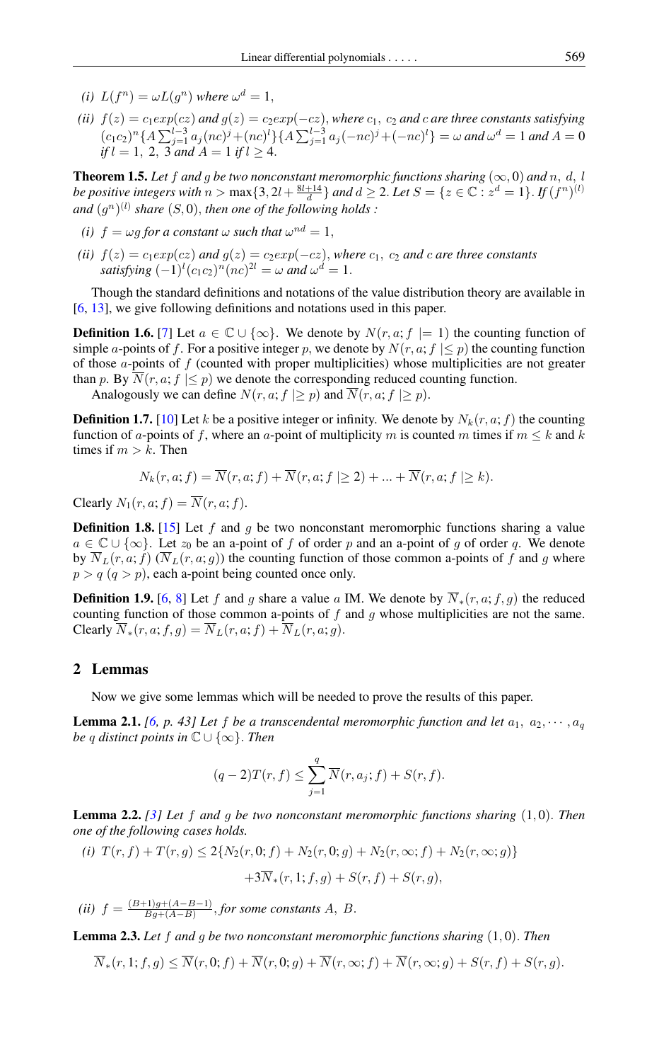*(i)* $L(f^n) = \omega L(g^n)$ *where* $\omega^d = 1$,

*(ii)* $f(z) = c_1 exp(cz)$ *and* $g(z) = c_2 exp(-cz)$, *where* $c_1,\ c_2$ *and* $c$ *are three constants satisfying* $(c_1c_2)^n\{A\sum_{j=1}^{l-3} a_j(nc)^j + (nc)^l\}\{A\sum_{j=1}^{l-3} a_j(-nc)^j + (-nc)^l\} = \omega$ *and* $\omega^d = 1$ *and* $A = 0$ *if* $l = 1,\ 2,\ 3$ *and* $A = 1$ *if* $l \geq 4$.

**Theorem 1.5.** *Let* $f$ *and* $g$ *be two nonconstant meromorphic functions sharing* $(\infty, 0)$ *and* $n,\ d,\ l$ *be positive integers with* $n > \max\{3, 2l + \frac{8l+14}{d}\}$ *and* $d \geq 2$. *Let* $S = \{z \in \mathbb{C} : z^d = 1\}$. *If* $(f^n)^{(l)}$ *and* $(g^n)^{(l)}$ *share* $(S, 0)$, *then one of the following holds :*

*(i)* $f = \omega g$ *for a constant* $\omega$ *such that* $\omega^{nd} = 1$,

*(ii)* $f(z) = c_1 exp(cz)$ *and* $g(z) = c_2 exp(-cz)$, *where* $c_1,\ c_2$ *and* $c$ *are three constants satisfying* $(-1)^l(c_1c_2)^n(nc)^{2l} = \omega$ *and* $\omega^d = 1$.

Though the standard definitions and notations of the value distribution theory are available in [6, 13], we give following definitions and notations used in this paper.

**Definition 1.6.** [7] Let $a \in \mathbb{C} \cup \{\infty\}$. We denote by $N(r, a; f \mid= 1)$ the counting function of simple $a$-points of $f$. For a positive integer $p$, we denote by $N(r, a; f \mid\leq p)$ the counting function of those $a$-points of $f$ (counted with proper multiplicities) whose multiplicities are not greater than $p$. By $\overline{N}(r, a; f \mid\leq p)$ we denote the corresponding reduced counting function.

Analogously we can define $N(r, a; f \mid\geq p)$ and $\overline{N}(r, a; f \mid\geq p)$.

**Definition 1.7.** [10] Let $k$ be a positive integer or infinity. We denote by $N_k(r, a; f)$ the counting function of $a$-points of $f$, where an $a$-point of multiplicity $m$ is counted $m$ times if $m \leq k$ and $k$ times if $m > k$. Then

$$N_k(r, a; f) = \overline{N}(r, a; f) + \overline{N}(r, a; f \mid\geq 2) + ... + \overline{N}(r, a; f \mid\geq k).$$

Clearly $N_1(r, a; f) = \overline{N}(r, a; f)$.

**Definition 1.8.** [15] Let $f$ and $g$ be two nonconstant meromorphic functions sharing a value $a \in \mathbb{C} \cup \{\infty\}$. Let $z_0$ be an a-point of $f$ of order $p$ and an a-point of $g$ of order $q$. We denote by $\overline{N}_L(r, a; f)$ ($\overline{N}_L(r, a; g)$) the counting function of those common a-points of $f$ and $g$ where $p > q$ ($q > p$), each a-point being counted once only.

**Definition 1.9.** [6, 8] Let $f$ and $g$ share a value $a$ IM. We denote by $\overline{N}_*(r, a; f, g)$ the reduced counting function of those common a-points of $f$ and $g$ whose multiplicities are not the same. Clearly $\overline{N}_*(r, a; f, g) = \overline{N}_L(r, a; f) + \overline{N}_L(r, a; g)$.

## 2 Lemmas

Now we give some lemmas which will be needed to prove the results of this paper.

**Lemma 2.1.** *[6, p. 43] Let* $f$ *be a transcendental meromorphic function and let* $a_1,\ a_2, \cdots, a_q$ *be* $q$ *distinct points in* $\mathbb{C} \cup \{\infty\}$. *Then*

$$(q - 2)T(r, f) \leq \sum_{j=1}^{q} \overline{N}(r, a_j; f) + S(r, f).$$

**Lemma 2.2.** *[3] Let* $f$ *and* $g$ *be two nonconstant meromorphic functions sharing* $(1, 0)$. *Then one of the following cases holds.*

*(i)* $T(r, f) + T(r, g) \leq 2\{N_2(r, 0; f) + N_2(r, 0; g) + N_2(r, \infty; f) + N_2(r, \infty; g)\}$

$$+3\overline{N}_*(r, 1; f, g) + S(r, f) + S(r, g),$$

*(ii)* $f = \frac{(B+1)g+(A-B-1)}{Bg+(A-B)}$, *for some constants* $A,\ B$.

**Lemma 2.3.** *Let* $f$ *and* $g$ *be two nonconstant meromorphic functions sharing* $(1, 0)$. *Then*

$$\overline{N}_*(r, 1; f, g) \leq \overline{N}(r, 0; f) + \overline{N}(r, 0; g) + \overline{N}(r, \infty; f) + \overline{N}(r, \infty; g) + S(r, f) + S(r, g).$$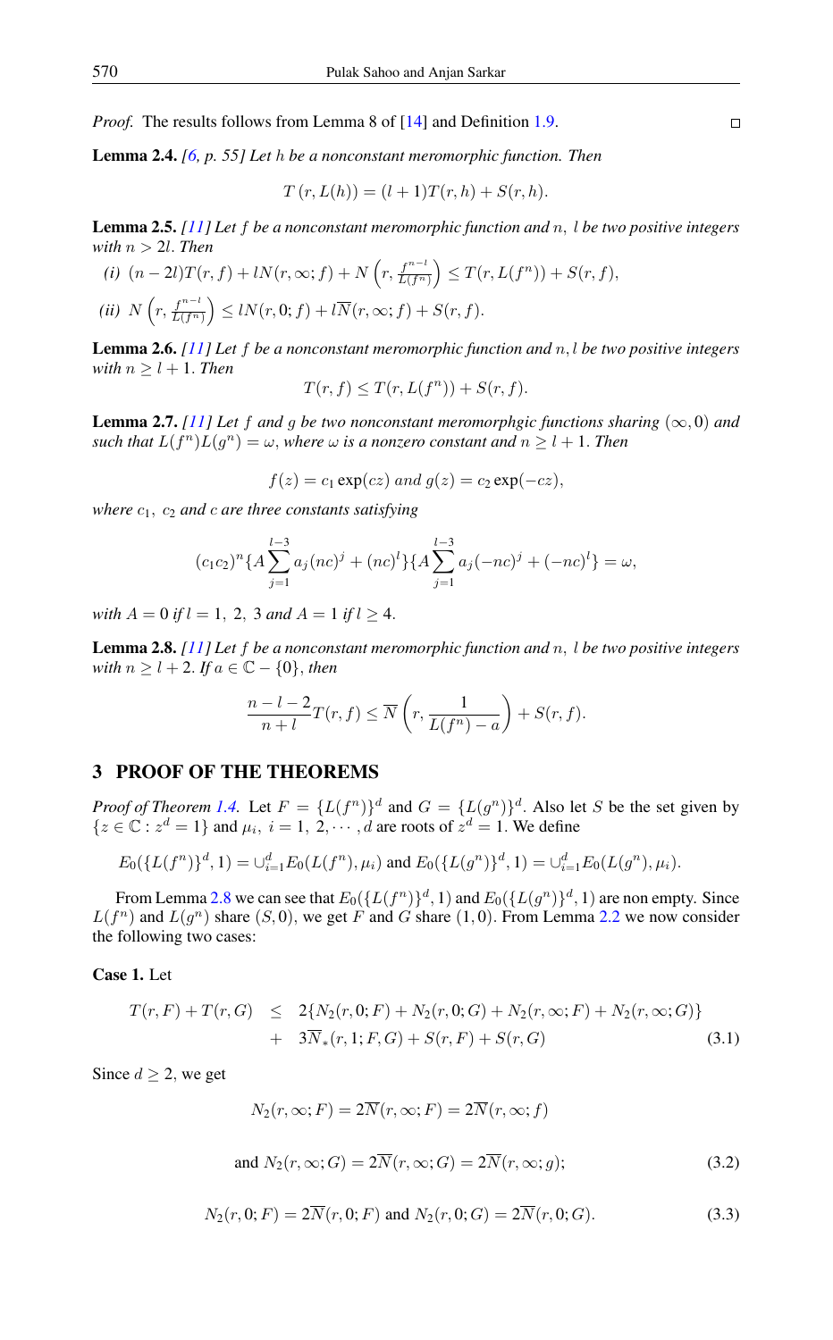*Proof.* The results follows from Lemma 8 of [14] and Definition 1.9. ◻

**Lemma 2.4.** *[6, p. 55] Let $h$ be a nonconstant meromorphic function. Then*

$$T\left(r, L(h)\right) = (l+1)T(r,h) + S(r,h).$$

**Lemma 2.5.** *[11] Let $f$ be a nonconstant meromorphic function and $n,\ l$ be two positive integers with $n > 2l$. Then*

*(i)* $(n-2l)T(r,f) + lN(r,\infty;f) + N\left(r, \frac{f^{n-l}}{L(f^n)}\right) \leq T(r, L(f^n)) + S(r,f),$

*(ii)* $N\left(r, \frac{f^{n-l}}{L(f^n)}\right) \leq lN(r,0;f) + l\overline{N}(r,\infty;f) + S(r,f).$

**Lemma 2.6.** *[11] Let $f$ be a nonconstant meromorphic function and $n, l$ be two positive integers with $n \geq l+1$. Then*

$$T(r,f) \leq T(r, L(f^n)) + S(r,f).$$

**Lemma 2.7.** *[11] Let $f$ and $g$ be two nonconstant meromorphgic functions sharing $(\infty, 0)$ and such that $L(f^n)L(g^n) = \omega$, where $\omega$ is a nonzero constant and $n \geq l+1$. Then*

$$f(z) = c_1 \exp(cz) \text{ and } g(z) = c_2 \exp(-cz),$$

*where $c_1,\ c_2$ and $c$ are three constants satisfying*

$$(c_1c_2)^n\{A\sum_{j=1}^{l-3} a_j(nc)^j + (nc)^l\}\{A\sum_{j=1}^{l-3} a_j(-nc)^j + (-nc)^l\} = \omega,$$

*with $A = 0$ if $l = 1,\ 2,\ 3$ and $A = 1$ if $l \geq 4$.*

**Lemma 2.8.** *[11] Let $f$ be a nonconstant meromorphic function and $n,\ l$ be two positive integers with $n \geq l+2$. If $a \in \mathbb{C} - \{0\}$, then*

$$\frac{n-l-2}{n+l}T(r,f) \leq \overline{N}\left(r, \frac{1}{L(f^n) - a}\right) + S(r,f).$$

## 3 PROOF OF THE THEOREMS

*Proof of Theorem 1.4.* Let $F = \{L(f^n)\}^d$ and $G = \{L(g^n)\}^d$. Also let $S$ be the set given by $\{z \in \mathbb{C} : z^d = 1\}$ and $\mu_i,\ i = 1,\ 2, \cdots, d$ are roots of $z^d = 1$. We define

$$E_0(\{L(f^n)\}^d, 1) = \cup_{i=1}^d E_0(L(f^n), \mu_i) \text{ and } E_0(\{L(g^n)\}^d, 1) = \cup_{i=1}^d E_0(L(g^n), \mu_i).$$

From Lemma 2.8 we can see that $E_0(\{L(f^n)\}^d, 1)$ and $E_0(\{L(g^n)\}^d, 1)$ are non empty. Since $L(f^n)$ and $L(g^n)$ share $(S, 0)$, we get $F$ and $G$ share $(1, 0)$. From Lemma 2.2 we now consider the following two cases:

**Case 1.** Let

$$\begin{aligned} T(r,F) + T(r,G) &\leq 2\{N_2(r,0;F) + N_2(r,0;G) + N_2(r,\infty;F) + N_2(r,\infty;G)\} \\ &+ 3\overline{N}_*(r,1;F,G) + S(r,F) + S(r,G) \end{aligned} \tag{3.1}$$

Since $d \geq 2$, we get

$$N_2(r,\infty;F) = 2\overline{N}(r,\infty;F) = 2\overline{N}(r,\infty;f)$$

$$\text{and } N_2(r,\infty;G) = 2\overline{N}(r,\infty;G) = 2\overline{N}(r,\infty;g); \tag{3.2}$$

$$N_2(r,0;F) = 2\overline{N}(r,0;F) \text{ and } N_2(r,0;G) = 2\overline{N}(r,0;G). \tag{3.3}$$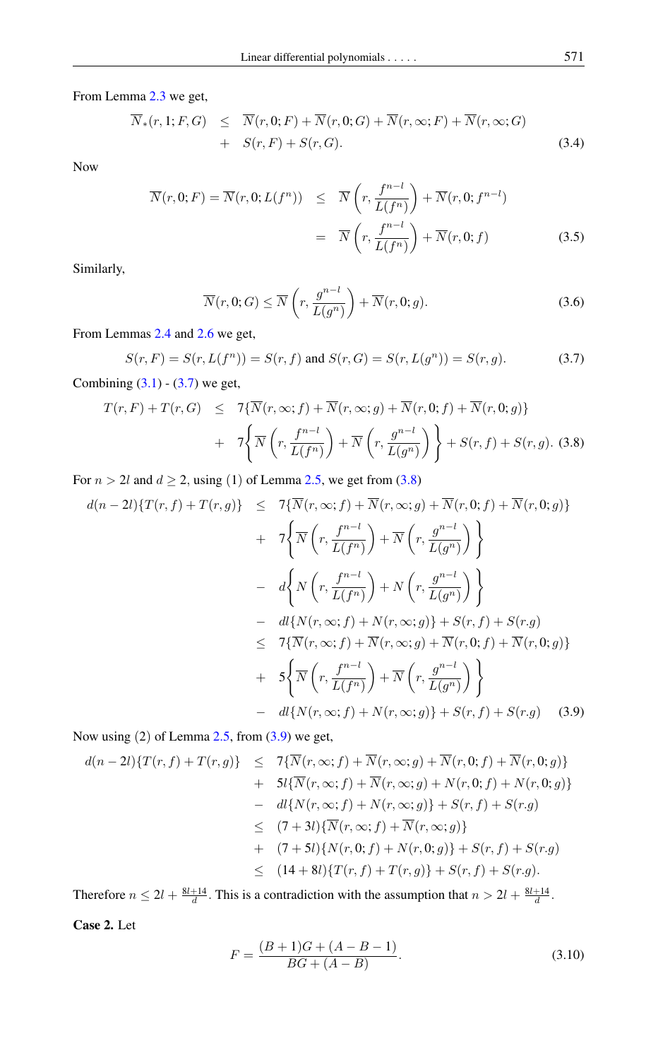From Lemma 2.3 we get,

$$
\begin{aligned}
\overline{N}_*(r,1;F,G) \quad &\leq \quad \overline{N}(r,0;F)+\overline{N}(r,0;G)+\overline{N}(r,\infty;F)+\overline{N}(r,\infty;G) \\
&+ \quad S(r,F)+S(r,G).
\end{aligned} \tag{3.4}
$$

Now

$$
\begin{aligned}
\overline{N}(r,0;F)=\overline{N}(r,0;L(f^n)) \quad &\leq \quad \overline{N}\left(r,\frac{f^{n-l}}{L(f^n)}\right)+\overline{N}(r,0;f^{n-l}) \\
&= \quad \overline{N}\left(r,\frac{f^{n-l}}{L(f^n)}\right)+\overline{N}(r,0;f)
\end{aligned} \tag{3.5}
$$

Similarly,

$$
\overline{N}(r,0;G)\leq \overline{N}\left(r,\frac{g^{n-l}}{L(g^n)}\right)+\overline{N}(r,0;g). \tag{3.6}
$$

From Lemmas 2.4 and 2.6 we get,

$$
S(r,F)=S(r,L(f^n))=S(r,f) \text{ and } S(r,G)=S(r,L(g^n))=S(r,g). \tag{3.7}
$$

Combining (3.1) - (3.7) we get,

$$
\begin{aligned}
T(r,F)+T(r,G) \quad &\leq \quad 7\{\overline{N}(r,\infty;f)+\overline{N}(r,\infty;g)+\overline{N}(r,0;f)+\overline{N}(r,0;g)\} \\
&+ \quad 7\left\{\overline{N}\left(r,\frac{f^{n-l}}{L(f^n)}\right)+\overline{N}\left(r,\frac{g^{n-l}}{L(g^n)}\right)\right\}+S(r,f)+S(r,g).
\end{aligned} \tag{3.8}
$$

For $n>2l$ and $d\geq 2$, using (1) of Lemma 2.5, we get from (3.8)

$$
\begin{aligned}
d(n-2l)\{T(r,f)+T(r,g)\} \quad &\leq \quad 7\{\overline{N}(r,\infty;f)+\overline{N}(r,\infty;g)+\overline{N}(r,0;f)+\overline{N}(r,0;g)\} \\
&+ \quad 7\left\{\overline{N}\left(r,\frac{f^{n-l}}{L(f^n)}\right)+\overline{N}\left(r,\frac{g^{n-l}}{L(g^n)}\right)\right\} \\
&- \quad d\left\{N\left(r,\frac{f^{n-l}}{L(f^n)}\right)+N\left(r,\frac{g^{n-l}}{L(g^n)}\right)\right\} \\
&- \quad dl\{N(r,\infty;f)+N(r,\infty;g)\}+S(r,f)+S(r.g) \\
&\leq \quad 7\{\overline{N}(r,\infty;f)+\overline{N}(r,\infty;g)+\overline{N}(r,0;f)+\overline{N}(r,0;g)\} \\
&+ \quad 5\left\{\overline{N}\left(r,\frac{f^{n-l}}{L(f^n)}\right)+\overline{N}\left(r,\frac{g^{n-l}}{L(g^n)}\right)\right\} \\
&- \quad dl\{N(r,\infty;f)+N(r,\infty;g)\}+S(r,f)+S(r.g)
\end{aligned} \tag{3.9}
$$

Now using (2) of Lemma 2.5, from (3.9) we get,

$$
\begin{aligned}
d(n-2l)\{T(r,f)+T(r,g)\} \quad &\leq \quad 7\{\overline{N}(r,\infty;f)+\overline{N}(r,\infty;g)+\overline{N}(r,0;f)+\overline{N}(r,0;g)\} \\
&+ \quad 5l\{\overline{N}(r,\infty;f)+\overline{N}(r,\infty;g)+N(r,0;f)+N(r,0;g)\} \\
&- \quad dl\{N(r,\infty;f)+N(r,\infty;g)\}+S(r,f)+S(r.g) \\
&\leq \quad (7+3l)\{\overline{N}(r,\infty;f)+\overline{N}(r,\infty;g)\} \\
&+ \quad (7+5l)\{N(r,0;f)+N(r,0;g)\}+S(r,f)+S(r.g) \\
&\leq \quad (14+8l)\{T(r,f)+T(r,g)\}+S(r,f)+S(r.g).
\end{aligned}
$$

Therefore $n\leq 2l+\frac{8l+14}{d}$. This is a contradiction with the assumption that $n>2l+\frac{8l+14}{d}$.

**Case 2.** Let

$$
F=\frac{(B+1)G+(A-B-1)}{BG+(A-B)}. \tag{3.10}
$$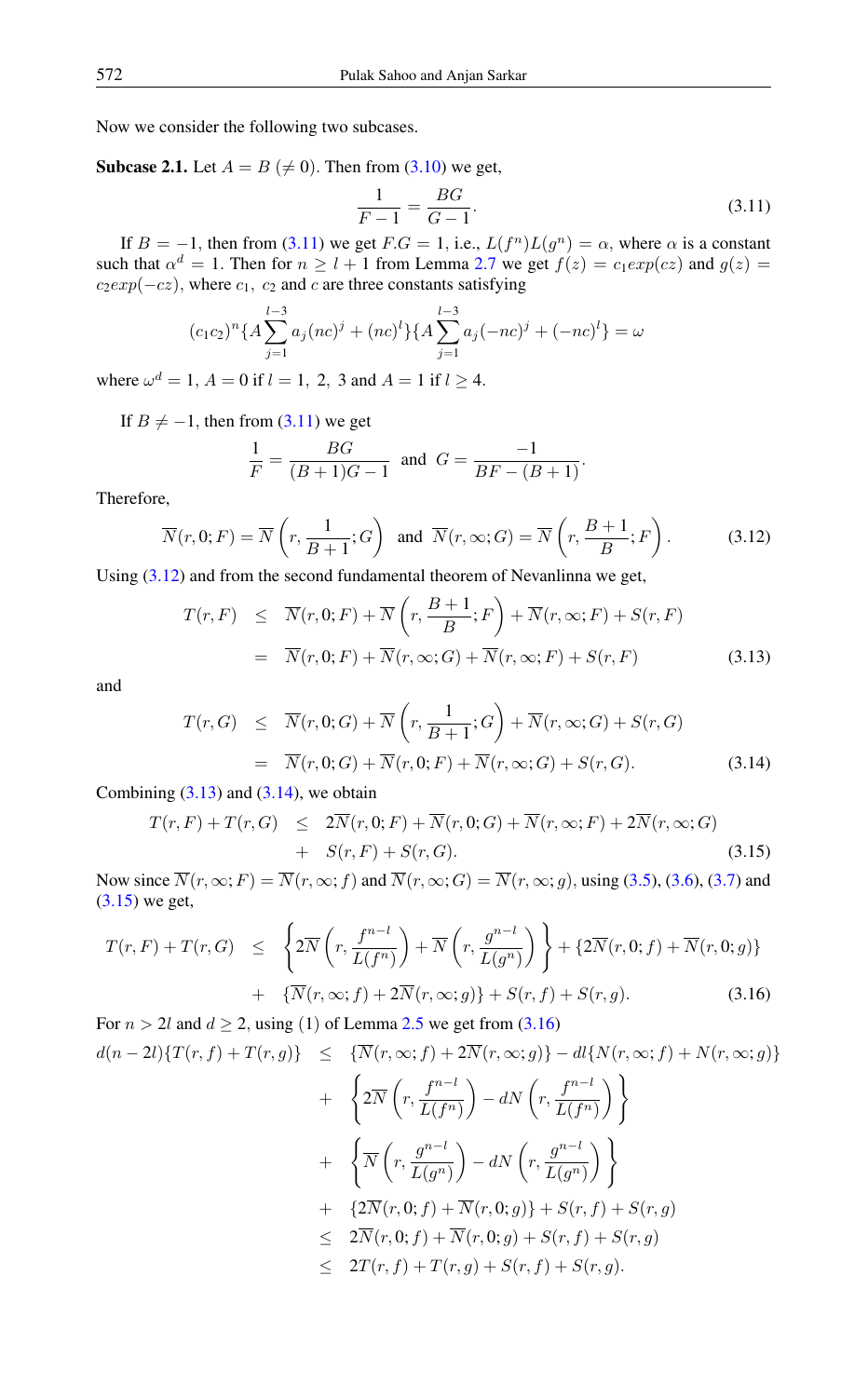Now we consider the following two subcases.

**Subcase 2.1.** Let $A = B\ (\neq 0)$. Then from (3.10) we get,

$$\frac{1}{F-1} = \frac{BG}{G-1}. \tag{3.11}$$

If $B = -1$, then from (3.11) we get $F.G = 1$, i.e., $L(f^n)L(g^n) = \alpha$, where $\alpha$ is a constant such that $\alpha^d = 1$. Then for $n \geq l+1$ from Lemma 2.7 we get $f(z) = c_1 exp(cz)$ and $g(z) = c_2 exp(-cz)$, where $c_1,\ c_2$ and $c$ are three constants satisfying

$$(c_1c_2)^n\{A\sum_{j=1}^{l-3} a_j(nc)^j + (nc)^l\}\{A\sum_{j=1}^{l-3} a_j(-nc)^j + (-nc)^l\} = \omega$$

where $\omega^d = 1$, $A = 0$ if $l = 1,\ 2,\ 3$ and $A = 1$ if $l \geq 4$.

If $B \neq -1$, then from (3.11) we get

$$\frac{1}{F} = \frac{BG}{(B+1)G-1} \ \text{ and }\ G = \frac{-1}{BF-(B+1)}.$$

Therefore,

$$\overline{N}(r,0;F) = \overline{N}\left(r,\frac{1}{B+1};G\right) \ \text{ and }\ \overline{N}(r,\infty;G) = \overline{N}\left(r,\frac{B+1}{B};F\right). \tag{3.12}$$

Using (3.12) and from the second fundamental theorem of Nevanlinna we get,

$$\begin{aligned} T(r,F) &\leq \overline{N}(r,0;F) + \overline{N}\left(r,\frac{B+1}{B};F\right) + \overline{N}(r,\infty;F) + S(r,F) \\ &= \overline{N}(r,0;F) + \overline{N}(r,\infty;G) + \overline{N}(r,\infty;F) + S(r,F) \end{aligned} \tag{3.13}$$

and

$$\begin{aligned} T(r,G) &\leq \overline{N}(r,0;G) + \overline{N}\left(r,\frac{1}{B+1};G\right) + \overline{N}(r,\infty;G) + S(r,G) \\ &= \overline{N}(r,0;G) + \overline{N}(r,0;F) + \overline{N}(r,\infty;G) + S(r,G). \end{aligned} \tag{3.14}$$

Combining (3.13) and (3.14), we obtain

$$\begin{aligned} T(r,F) + T(r,G) &\leq 2\overline{N}(r,0;F) + \overline{N}(r,0;G) + \overline{N}(r,\infty;F) + 2\overline{N}(r,\infty;G) \\ &+ S(r,F) + S(r,G). \end{aligned} \tag{3.15}$$

Now since $\overline{N}(r,\infty;F) = \overline{N}(r,\infty;f)$ and $\overline{N}(r,\infty;G) = \overline{N}(r,\infty;g)$, using (3.5), (3.6), (3.7) and (3.15) we get,

$$\begin{aligned} T(r,F) + T(r,G) &\leq \left\{2\overline{N}\left(r,\frac{f^{n-l}}{L(f^n)}\right) + \overline{N}\left(r,\frac{g^{n-l}}{L(g^n)}\right)\right\} + \{2\overline{N}(r,0;f) + \overline{N}(r,0;g)\} \\ &+ \{\overline{N}(r,\infty;f) + 2\overline{N}(r,\infty;g)\} + S(r,f) + S(r,g). \end{aligned} \tag{3.16}$$

For $n > 2l$ and $d \geq 2$, using (1) of Lemma 2.5 we get from (3.16)

$$\begin{aligned} d(n-2l)\{T(r,f) + T(r,g)\} &\leq \{\overline{N}(r,\infty;f) + 2\overline{N}(r,\infty;g)\} - dl\{N(r,\infty;f) + N(r,\infty;g)\} \\ &+ \left\{2\overline{N}\left(r,\frac{f^{n-l}}{L(f^n)}\right) - dN\left(r,\frac{f^{n-l}}{L(f^n)}\right)\right\} \\ &+ \left\{\overline{N}\left(r,\frac{g^{n-l}}{L(g^n)}\right) - dN\left(r,\frac{g^{n-l}}{L(g^n)}\right)\right\} \\ &+ \{2\overline{N}(r,0;f) + \overline{N}(r,0;g)\} + S(r,f) + S(r,g) \\ &\leq 2\overline{N}(r,0;f) + \overline{N}(r,0;g) + S(r,f) + S(r,g) \\ &\leq 2T(r,f) + T(r,g) + S(r,f) + S(r,g). \end{aligned}$$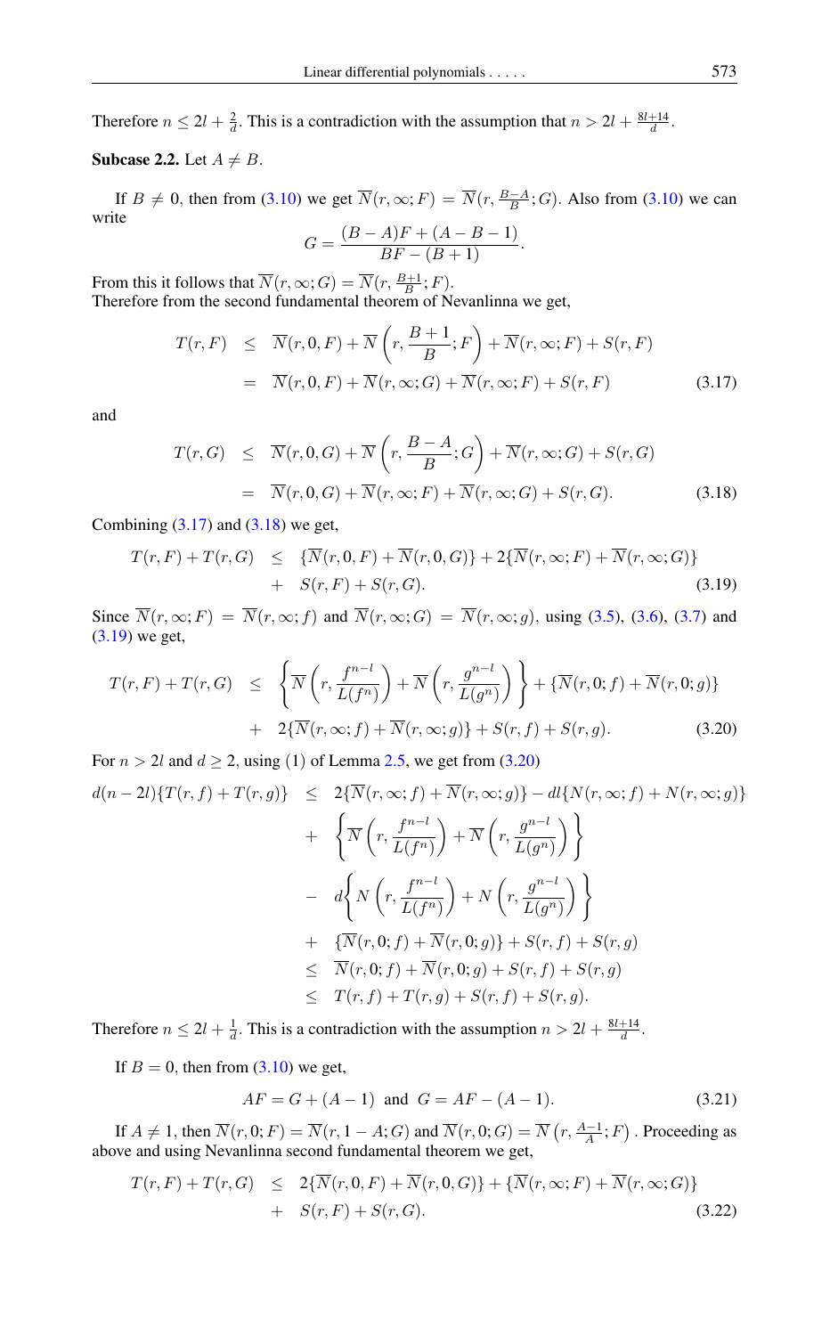Therefore $n \leq 2l + \frac{2}{d}$. This is a contradiction with the assumption that $n > 2l + \frac{8l+14}{d}$.

**Subcase 2.2.** Let $A \neq B$.

If $B \neq 0$, then from (3.10) we get $\overline{N}(r,\infty;F) = \overline{N}(r, \frac{B-A}{B}; G)$. Also from (3.10) we can write

$$G = \frac{(B-A)F + (A-B-1)}{BF-(B+1)}.$$

From this it follows that $\overline{N}(r,\infty;G) = \overline{N}(r, \frac{B+1}{B}; F)$.
Therefore from the second fundamental theorem of Nevanlinna we get,

$$\begin{aligned} T(r,F) &\leq \overline{N}(r,0,F) + \overline{N}\left(r, \frac{B+1}{B}; F\right) + \overline{N}(r,\infty;F) + S(r,F) \\ &= \overline{N}(r,0,F) + \overline{N}(r,\infty;G) + \overline{N}(r,\infty;F) + S(r,F) \end{aligned} \tag{3.17}$$

and

$$\begin{aligned} T(r,G) &\leq \overline{N}(r,0,G) + \overline{N}\left(r, \frac{B-A}{B}; G\right) + \overline{N}(r,\infty;G) + S(r,G) \\ &= \overline{N}(r,0,G) + \overline{N}(r,\infty;F) + \overline{N}(r,\infty;G) + S(r,G). \end{aligned} \tag{3.18}$$

Combining (3.17) and (3.18) we get,

$$\begin{aligned} T(r,F) + T(r,G) &\leq \{\overline{N}(r,0,F) + \overline{N}(r,0,G)\} + 2\{\overline{N}(r,\infty;F) + \overline{N}(r,\infty;G)\} \\ &+ S(r,F) + S(r,G). \end{aligned} \tag{3.19}$$

Since $\overline{N}(r,\infty;F) = \overline{N}(r,\infty;f)$ and $\overline{N}(r,\infty;G) = \overline{N}(r,\infty;g)$, using (3.5), (3.6), (3.7) and (3.19) we get,

$$\begin{aligned} T(r,F) + T(r,G) &\leq \left\{\overline{N}\left(r, \frac{f^{n-l}}{L(f^n)}\right) + \overline{N}\left(r, \frac{g^{n-l}}{L(g^n)}\right)\right\} + \{\overline{N}(r,0;f) + \overline{N}(r,0;g)\} \\ &+ 2\{\overline{N}(r,\infty;f) + \overline{N}(r,\infty;g)\} + S(r,f) + S(r,g). \end{aligned} \tag{3.20}$$

For $n > 2l$ and $d \geq 2$, using (1) of Lemma 2.5, we get from (3.20)

$$\begin{aligned} d(n-2l)\{T(r,f) + T(r,g)\} &\leq 2\{\overline{N}(r,\infty;f) + \overline{N}(r,\infty;g)\} - dl\{N(r,\infty;f) + N(r,\infty;g)\} \\ &+ \left\{\overline{N}\left(r, \frac{f^{n-l}}{L(f^n)}\right) + \overline{N}\left(r, \frac{g^{n-l}}{L(g^n)}\right)\right\} \\ &- d\left\{N\left(r, \frac{f^{n-l}}{L(f^n)}\right) + N\left(r, \frac{g^{n-l}}{L(g^n)}\right)\right\} \\ &+ \{\overline{N}(r,0;f) + \overline{N}(r,0;g)\} + S(r,f) + S(r,g) \\ &\leq \overline{N}(r,0;f) + \overline{N}(r,0;g) + S(r,f) + S(r,g) \\ &\leq T(r,f) + T(r,g) + S(r,f) + S(r,g). \end{aligned}$$

Therefore $n \leq 2l + \frac{1}{d}$. This is a contradiction with the assumption $n > 2l + \frac{8l+14}{d}$.

If $B = 0$, then from (3.10) we get,

$$AF = G + (A-1) \text{ and } G = AF - (A-1). \tag{3.21}$$

If $A \neq 1$, then $\overline{N}(r,0;F) = \overline{N}(r, 1-A; G)$ and $\overline{N}(r,0;G) = \overline{N}\left(r, \frac{A-1}{A}; F\right)$. Proceeding as above and using Nevanlinna second fundamental theorem we get,

$$\begin{aligned} T(r,F) + T(r,G) &\leq 2\{\overline{N}(r,0,F) + \overline{N}(r,0,G)\} + \{\overline{N}(r,\infty;F) + \overline{N}(r,\infty;G)\} \\ &+ S(r,F) + S(r,G). \end{aligned} \tag{3.22}$$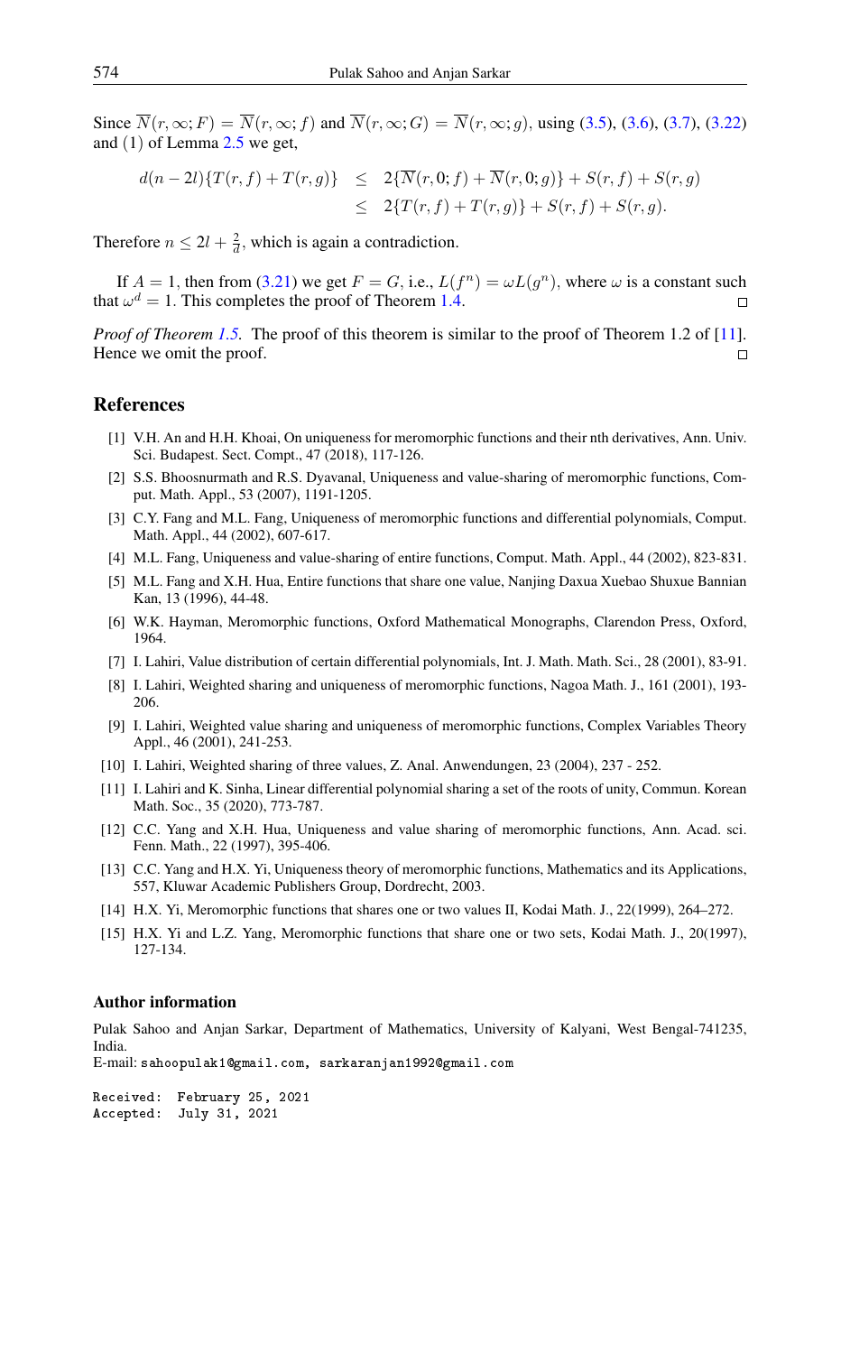Since $\overline{N}(r, \infty; F) = \overline{N}(r, \infty; f)$ and $\overline{N}(r, \infty; G) = \overline{N}(r, \infty; g)$, using (3.5), (3.6), (3.7), (3.22) and (1) of Lemma 2.5 we get,

$$
\begin{aligned}
d(n - 2l)\{T(r, f) + T(r, g)\} &\leq 2\{\overline{N}(r, 0; f) + \overline{N}(r, 0; g)\} + S(r, f) + S(r, g) \\
&\leq 2\{T(r, f) + T(r, g)\} + S(r, f) + S(r, g).
\end{aligned}
$$

Therefore $n \leq 2l + \frac{2}{d}$, which is again a contradiction.

If $A = 1$, then from (3.21) we get $F = G$, i.e., $L(f^n) = \omega L(g^n)$, where $\omega$ is a constant such that $\omega^d = 1$. This completes the proof of Theorem 1.4. □

*Proof of Theorem 1.5.* The proof of this theorem is similar to the proof of Theorem 1.2 of [11]. Hence we omit the proof. □

## References

[1] V.H. An and H.H. Khoai, On uniqueness for meromorphic functions and their nth derivatives, Ann. Univ. Sci. Budapest. Sect. Compt., 47 (2018), 117-126.

[2] S.S. Bhoosnurmath and R.S. Dyavanal, Uniqueness and value-sharing of meromorphic functions, Comput. Math. Appl., 53 (2007), 1191-1205.

[3] C.Y. Fang and M.L. Fang, Uniqueness of meromorphic functions and differential polynomials, Comput. Math. Appl., 44 (2002), 607-617.

[4] M.L. Fang, Uniqueness and value-sharing of entire functions, Comput. Math. Appl., 44 (2002), 823-831.

[5] M.L. Fang and X.H. Hua, Entire functions that share one value, Nanjing Daxua Xuebao Shuxue Bannian Kan, 13 (1996), 44-48.

[6] W.K. Hayman, Meromorphic functions, Oxford Mathematical Monographs, Clarendon Press, Oxford, 1964.

[7] I. Lahiri, Value distribution of certain differential polynomials, Int. J. Math. Math. Sci., 28 (2001), 83-91.

[8] I. Lahiri, Weighted sharing and uniqueness of meromorphic functions, Nagoa Math. J., 161 (2001), 193-206.

[9] I. Lahiri, Weighted value sharing and uniqueness of meromorphic functions, Complex Variables Theory Appl., 46 (2001), 241-253.

[10] I. Lahiri, Weighted sharing of three values, Z. Anal. Anwendungen, 23 (2004), 237 - 252.

[11] I. Lahiri and K. Sinha, Linear differential polynomial sharing a set of the roots of unity, Commun. Korean Math. Soc., 35 (2020), 773-787.

[12] C.C. Yang and X.H. Hua, Uniqueness and value sharing of meromorphic functions, Ann. Acad. sci. Fenn. Math., 22 (1997), 395-406.

[13] C.C. Yang and H.X. Yi, Uniqueness theory of meromorphic functions, Mathematics and its Applications, 557, Kluwar Academic Publishers Group, Dordrecht, 2003.

[14] H.X. Yi, Meromorphic functions that shares one or two values II, Kodai Math. J., 22(1999), 264–272.

[15] H.X. Yi and L.Z. Yang, Meromorphic functions that share one or two sets, Kodai Math. J., 20(1997), 127-134.

### Author information

Pulak Sahoo and Anjan Sarkar, Department of Mathematics, University of Kalyani, West Bengal-741235, India.
E-mail: sahoopulak1@gmail.com, sarkaranjan1992@gmail.com

Received: February 25, 2021
Accepted: July 31, 2021